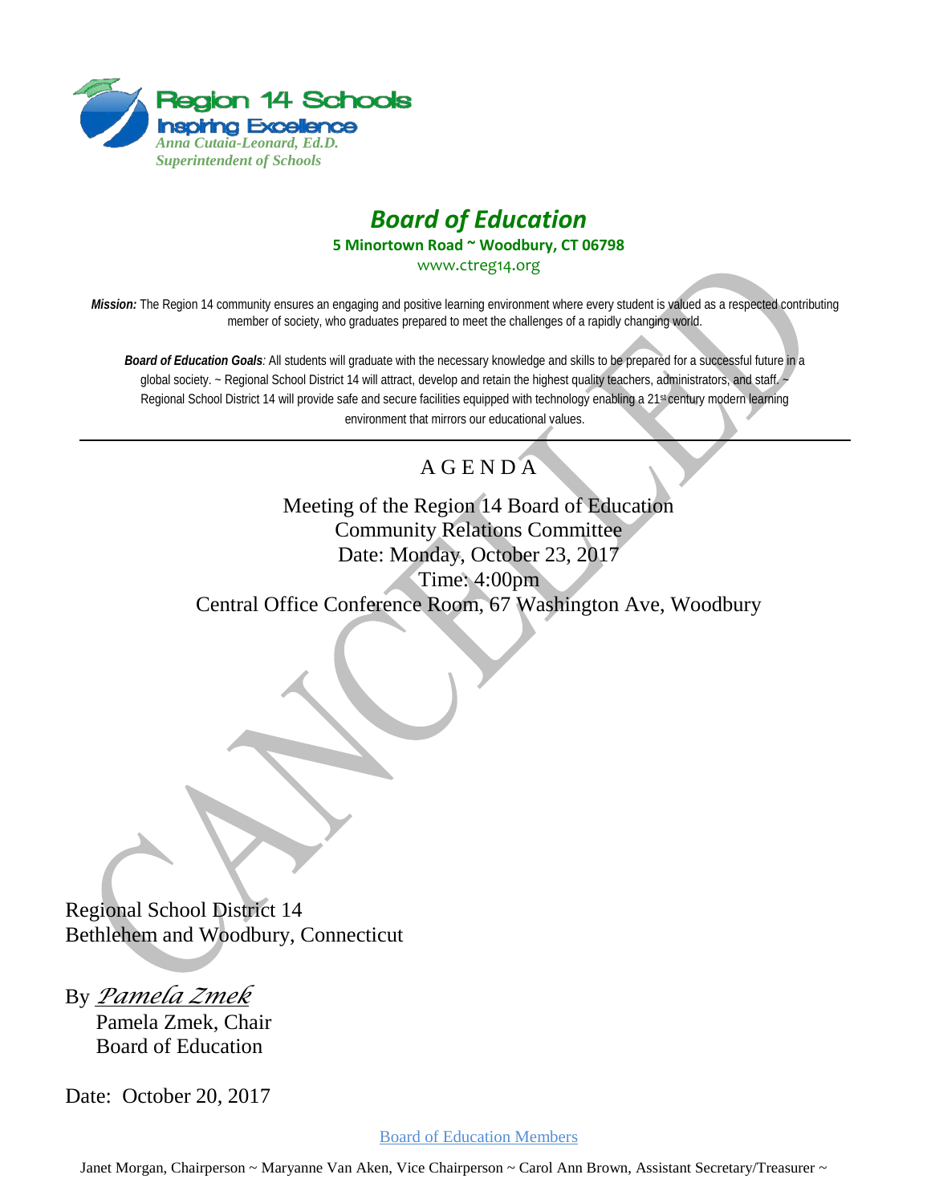Region 14 Schools
Inspiring Excellence
*Anna Cutaia-Leonard, Ed.D.*
*Superintendent of Schools*

# *Board of Education*

**5 Minortown Road ~ Woodbury, CT 06798**

www.ctreg14.org

***Mission:*** The Region 14 community ensures an engaging and positive learning environment where every student is valued as a respected contributing member of society, who graduates prepared to meet the challenges of a rapidly changing world.

***Board of Education Goals****:* All students will graduate with the necessary knowledge and skills to be prepared for a successful future in a global society. ~ Regional School District 14 will attract, develop and retain the highest quality teachers, administrators, and staff. ~ Regional School District 14 will provide safe and secure facilities equipped with technology enabling a 21st century modern learning environment that mirrors our educational values.

---

## A G E N D A

Meeting of the Region 14 Board of Education
Community Relations Committee
Date: Monday, October 23, 2017
Time: 4:00pm
Central Office Conference Room, 67 Washington Ave, Woodbury

CANCELLED

Regional School District 14
Bethlehem and Woodbury, Connecticut

By *Pamela Zmek*
Pamela Zmek, Chair
Board of Education

Date: October 20, 2017

Board of Education Members

Janet Morgan, Chairperson ~ Maryanne Van Aken, Vice Chairperson ~ Carol Ann Brown, Assistant Secretary/Treasurer ~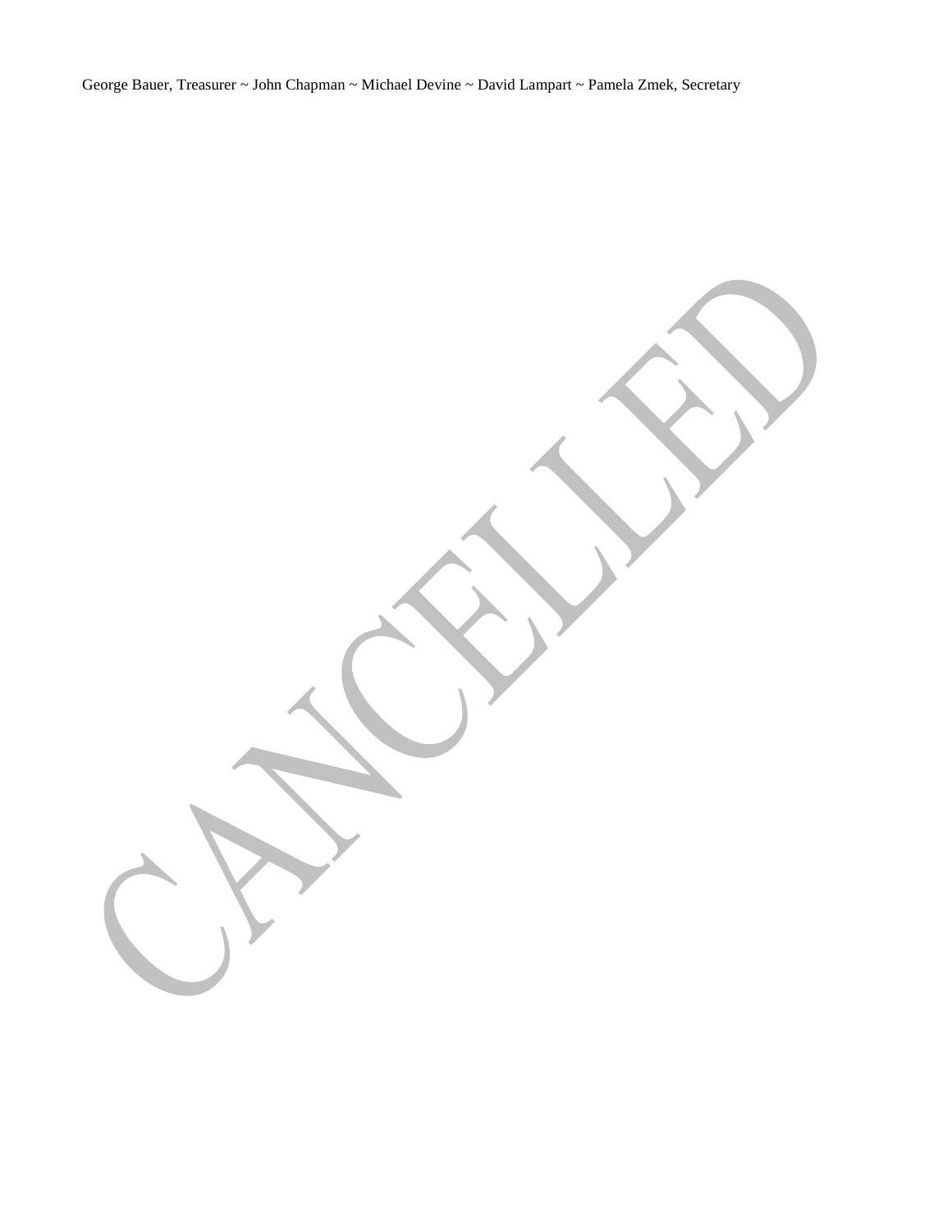George Bauer, Treasurer ~ John Chapman ~ Michael Devine ~ David Lampart ~ Pamela Zmek, Secretary

CANCELLED